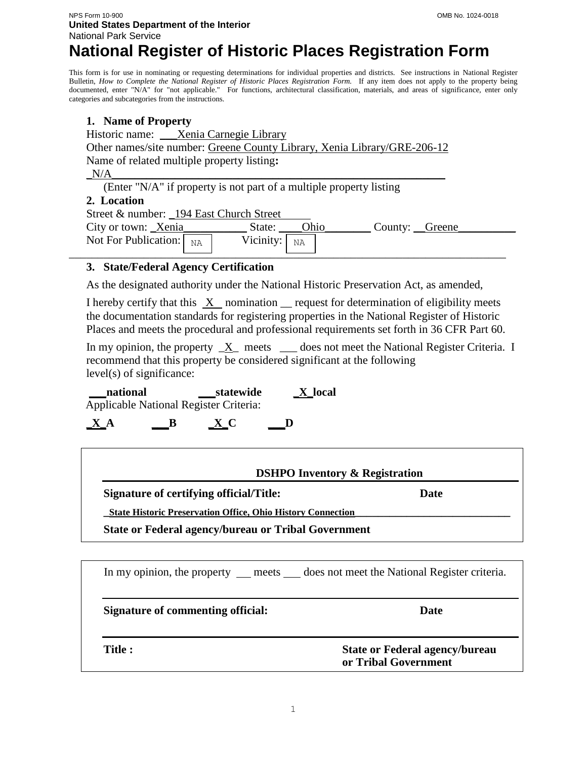NPS Form 10-900 OMB No. 1024-0018

**United States Department of the Interior**

National Park Service

# National Register of Historic Places Registration Form

This form is for use in nominating or requesting determinations for individual properties and districts. See instructions in National Register Bulletin, *How to Complete the National Register of Historic Places Registration Form.* If any item does not apply to the property being documented, enter "N/A" for "not applicable." For functions, architectural classification, materials, and areas of significance, enter only categories and subcategories from the instructions.

## 1. Name of Property

Historic name: ___Xenia Carnegie Library

Other names/site number: Greene County Library, Xenia Library/GRE-206-12

Name of related multiple property listing**:**

_N/A____________________________________________________________

(Enter "N/A" if property is not part of a multiple property listing

## 2. Location

Street & number: _194 East Church Street

City or town: _Xenia___________ State: ____Ohio________ County: __Greene__________

Not For Publication: NA Vicinity: NA

## 3. State/Federal Agency Certification

As the designated authority under the National Historic Preservation Act, as amended,

I hereby certify that this _X_ nomination __ request for determination of eligibility meets the documentation standards for registering properties in the National Register of Historic Places and meets the procedural and professional requirements set forth in 36 CFR Part 60.

In my opinion, the property _X_ meets ___ does not meet the National Register Criteria. I recommend that this property be considered significant at the following level(s) of significance:

**___national ___statewide _X_local**

Applicable National Register Criteria:

**_X_A ___B _X_C ___D**

**DSHPO Inventory & Registration**

**Signature of certifying official/Title: Date**

**_State Historic Preservation Office, Ohio History Connection________________________________**

**State or Federal agency/bureau or Tribal Government**

In my opinion, the property __ meets ___ does not meet the National Register criteria.

**Signature of commenting official: Date**

**Title : State or Federal agency/bureau or Tribal Government**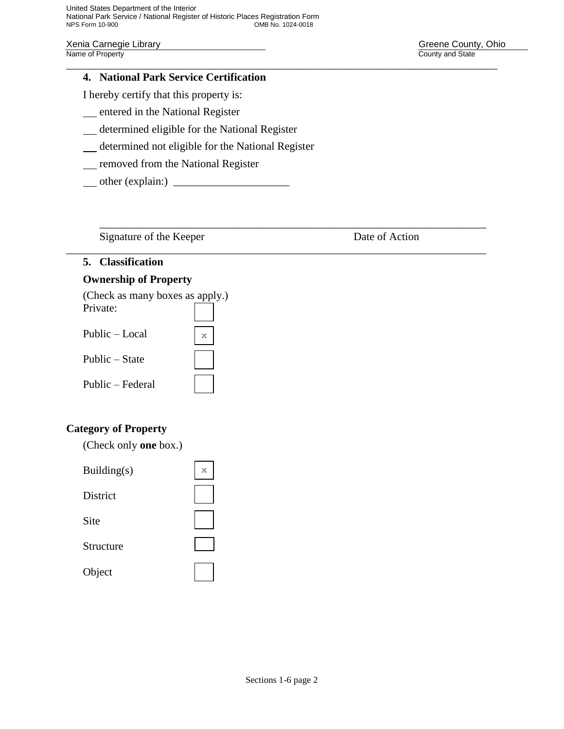Xenia Carnegie Library
Name of Property

Greene County, Ohio
County and State

## 4. National Park Service Certification

I hereby certify that this property is:

\_\_ entered in the National Register

\_\_ determined eligible for the National Register

\_\_ determined not eligible for the National Register

\_\_ removed from the National Register

\_\_ other (explain:) \_\_\_\_\_\_\_\_\_\_\_\_\_\_\_\_\_\_\_\_\_

\_\_\_\_\_\_\_\_\_\_\_\_\_\_\_\_\_\_\_\_\_\_\_\_\_\_\_\_\_\_\_\_\_\_\_\_\_\_\_\_\_\_\_\_\_\_\_\_\_\_\_\_\_\_\_\_\_\_\_\_\_\_

Signature of the Keeper    Date of Action

## 5. Classification

### Ownership of Property

(Check as many boxes as apply.)

| | |
|---|---|
| Private: | |
| Public – Local | x |
| Public – State | |
| Public – Federal | |

### Category of Property

(Check only **one** box.)

| | |
|---|---|
| Building(s) | x |
| District | |
| Site | |
| Structure | |
| Object | |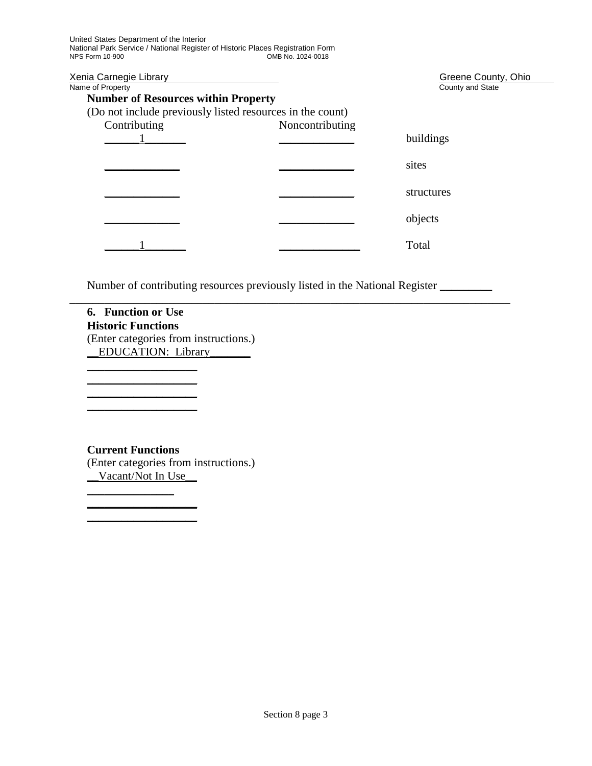Xenia Carnegie Library
Name of Property

Greene County, Ohio
County and State

**Number of Resources within Property**
(Do not include previously listed resources in the count)

| Contributing | Noncontributing | |
|---|---|---|
| 1 | | buildings |
| | | sites |
| | | structures |
| | | objects |
| 1 | | Total |

Number of contributing resources previously listed in the National Register ________

---

**6. Function or Use**

**Historic Functions**
(Enter categories from instructions.)
__EDUCATION: Library_______

**Current Functions**
(Enter categories from instructions.)
__Vacant/Not In Use__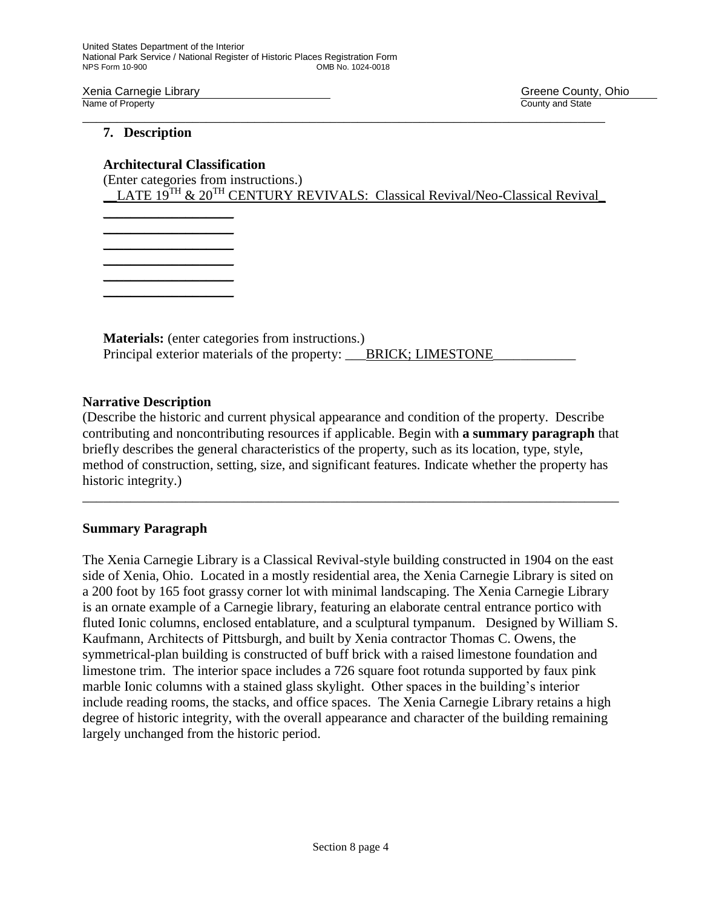Xenia Carnegie Library
Name of Property

Greene County, Ohio
County and State

## 7. Description

**Architectural Classification**
(Enter categories from instructions.)
LATE 19$^{TH}$ & 20$^{TH}$ CENTURY REVIVALS: Classical Revival/Neo-Classical Revival

**Materials:** (enter categories from instructions.)
Principal exterior materials of the property: BRICK; LIMESTONE

**Narrative Description**
(Describe the historic and current physical appearance and condition of the property. Describe contributing and noncontributing resources if applicable. Begin with **a summary paragraph** that briefly describes the general characteristics of the property, such as its location, type, style, method of construction, setting, size, and significant features. Indicate whether the property has historic integrity.)

---

**Summary Paragraph**

The Xenia Carnegie Library is a Classical Revival-style building constructed in 1904 on the east side of Xenia, Ohio. Located in a mostly residential area, the Xenia Carnegie Library is sited on a 200 foot by 165 foot grassy corner lot with minimal landscaping. The Xenia Carnegie Library is an ornate example of a Carnegie library, featuring an elaborate central entrance portico with fluted Ionic columns, enclosed entablature, and a sculptural tympanum. Designed by William S. Kaufmann, Architects of Pittsburgh, and built by Xenia contractor Thomas C. Owens, the symmetrical-plan building is constructed of buff brick with a raised limestone foundation and limestone trim. The interior space includes a 726 square foot rotunda supported by faux pink marble Ionic columns with a stained glass skylight. Other spaces in the building's interior include reading rooms, the stacks, and office spaces. The Xenia Carnegie Library retains a high degree of historic integrity, with the overall appearance and character of the building remaining largely unchanged from the historic period.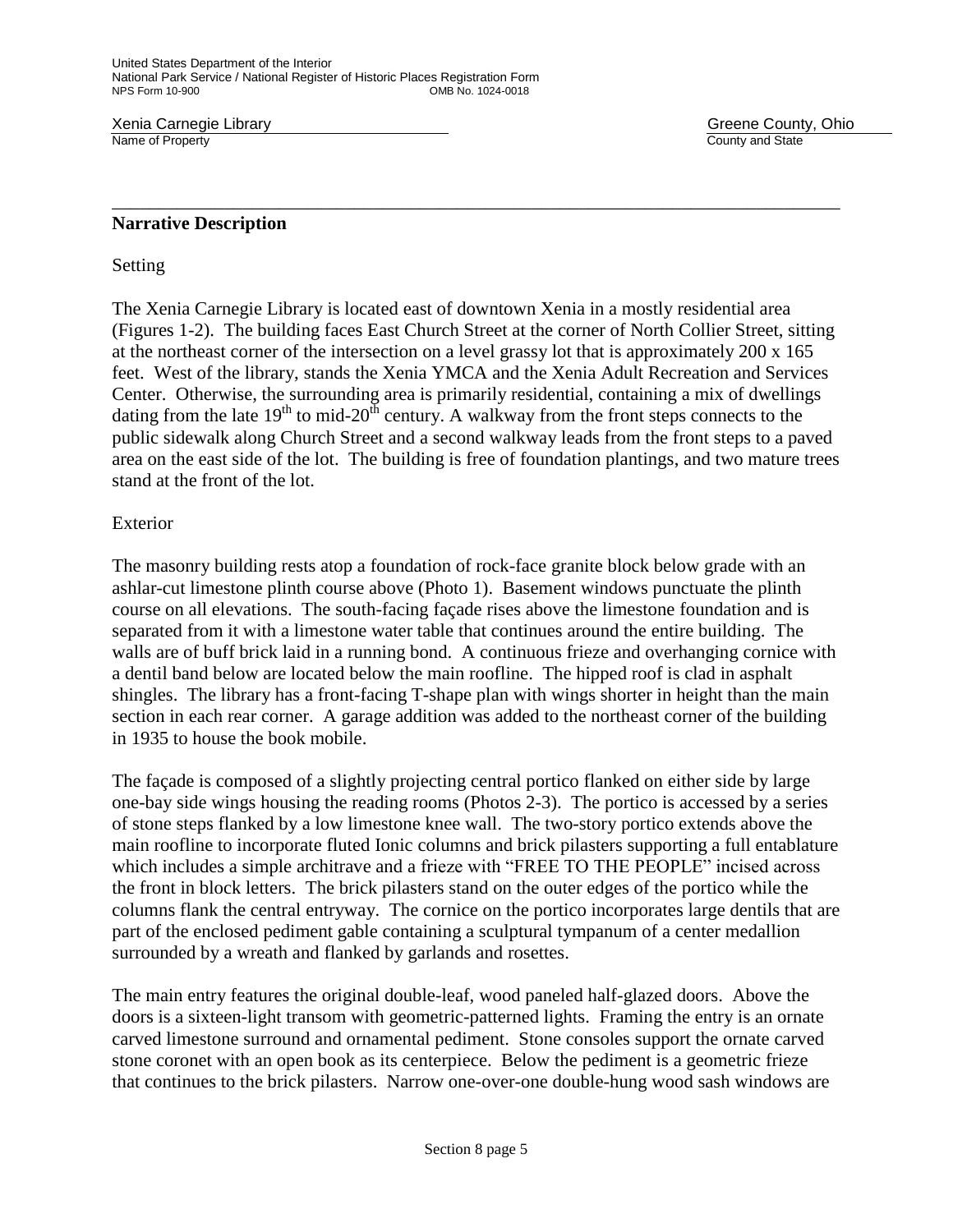## Narrative Description

Setting

The Xenia Carnegie Library is located east of downtown Xenia in a mostly residential area (Figures 1-2). The building faces East Church Street at the corner of North Collier Street, sitting at the northeast corner of the intersection on a level grassy lot that is approximately 200 x 165 feet. West of the library, stands the Xenia YMCA and the Xenia Adult Recreation and Services Center. Otherwise, the surrounding area is primarily residential, containing a mix of dwellings dating from the late 19th to mid-20th century. A walkway from the front steps connects to the public sidewalk along Church Street and a second walkway leads from the front steps to a paved area on the east side of the lot. The building is free of foundation plantings, and two mature trees stand at the front of the lot.

Exterior

The masonry building rests atop a foundation of rock-face granite block below grade with an ashlar-cut limestone plinth course above (Photo 1). Basement windows punctuate the plinth course on all elevations. The south-facing façade rises above the limestone foundation and is separated from it with a limestone water table that continues around the entire building. The walls are of buff brick laid in a running bond. A continuous frieze and overhanging cornice with a dentil band below are located below the main roofline. The hipped roof is clad in asphalt shingles. The library has a front-facing T-shape plan with wings shorter in height than the main section in each rear corner. A garage addition was added to the northeast corner of the building in 1935 to house the book mobile.

The façade is composed of a slightly projecting central portico flanked on either side by large one-bay side wings housing the reading rooms (Photos 2-3). The portico is accessed by a series of stone steps flanked by a low limestone knee wall. The two-story portico extends above the main roofline to incorporate fluted Ionic columns and brick pilasters supporting a full entablature which includes a simple architrave and a frieze with "FREE TO THE PEOPLE" incised across the front in block letters. The brick pilasters stand on the outer edges of the portico while the columns flank the central entryway. The cornice on the portico incorporates large dentils that are part of the enclosed pediment gable containing a sculptural tympanum of a center medallion surrounded by a wreath and flanked by garlands and rosettes.

The main entry features the original double-leaf, wood paneled half-glazed doors. Above the doors is a sixteen-light transom with geometric-patterned lights. Framing the entry is an ornate carved limestone surround and ornamental pediment. Stone consoles support the ornate carved stone coronet with an open book as its centerpiece. Below the pediment is a geometric frieze that continues to the brick pilasters. Narrow one-over-one double-hung wood sash windows are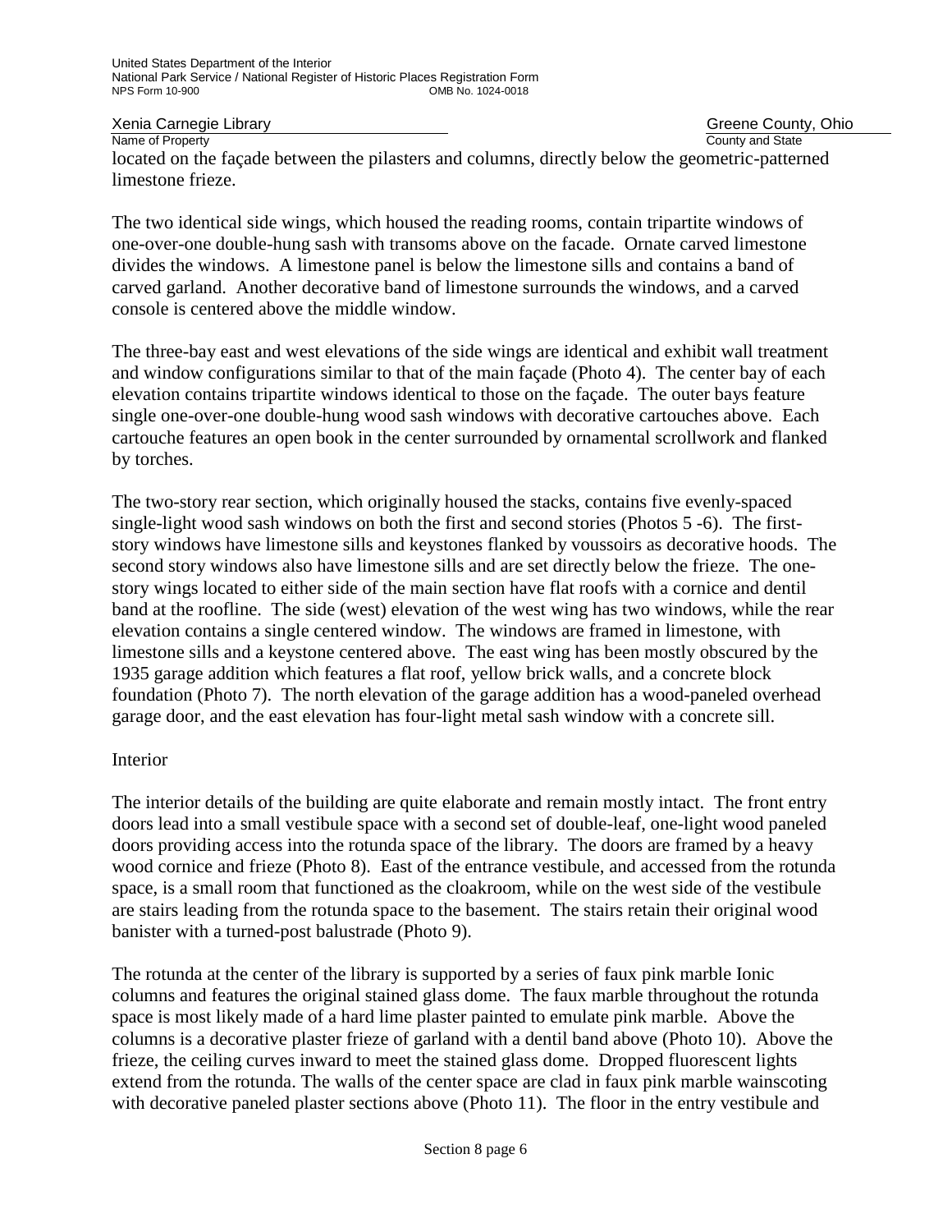located on the façade between the pilasters and columns, directly below the geometric-patterned limestone frieze.

The two identical side wings, which housed the reading rooms, contain tripartite windows of one-over-one double-hung sash with transoms above on the facade. Ornate carved limestone divides the windows. A limestone panel is below the limestone sills and contains a band of carved garland. Another decorative band of limestone surrounds the windows, and a carved console is centered above the middle window.

The three-bay east and west elevations of the side wings are identical and exhibit wall treatment and window configurations similar to that of the main façade (Photo 4). The center bay of each elevation contains tripartite windows identical to those on the façade. The outer bays feature single one-over-one double-hung wood sash windows with decorative cartouches above. Each cartouche features an open book in the center surrounded by ornamental scrollwork and flanked by torches.

The two-story rear section, which originally housed the stacks, contains five evenly-spaced single-light wood sash windows on both the first and second stories (Photos 5 -6). The first-story windows have limestone sills and keystones flanked by voussoirs as decorative hoods. The second story windows also have limestone sills and are set directly below the frieze. The one-story wings located to either side of the main section have flat roofs with a cornice and dentil band at the roofline. The side (west) elevation of the west wing has two windows, while the rear elevation contains a single centered window. The windows are framed in limestone, with limestone sills and a keystone centered above. The east wing has been mostly obscured by the 1935 garage addition which features a flat roof, yellow brick walls, and a concrete block foundation (Photo 7). The north elevation of the garage addition has a wood-paneled overhead garage door, and the east elevation has four-light metal sash window with a concrete sill.

Interior

The interior details of the building are quite elaborate and remain mostly intact. The front entry doors lead into a small vestibule space with a second set of double-leaf, one-light wood paneled doors providing access into the rotunda space of the library. The doors are framed by a heavy wood cornice and frieze (Photo 8). East of the entrance vestibule, and accessed from the rotunda space, is a small room that functioned as the cloakroom, while on the west side of the vestibule are stairs leading from the rotunda space to the basement. The stairs retain their original wood banister with a turned-post balustrade (Photo 9).

The rotunda at the center of the library is supported by a series of faux pink marble Ionic columns and features the original stained glass dome. The faux marble throughout the rotunda space is most likely made of a hard lime plaster painted to emulate pink marble. Above the columns is a decorative plaster frieze of garland with a dentil band above (Photo 10). Above the frieze, the ceiling curves inward to meet the stained glass dome. Dropped fluorescent lights extend from the rotunda. The walls of the center space are clad in faux pink marble wainscoting with decorative paneled plaster sections above (Photo 11). The floor in the entry vestibule and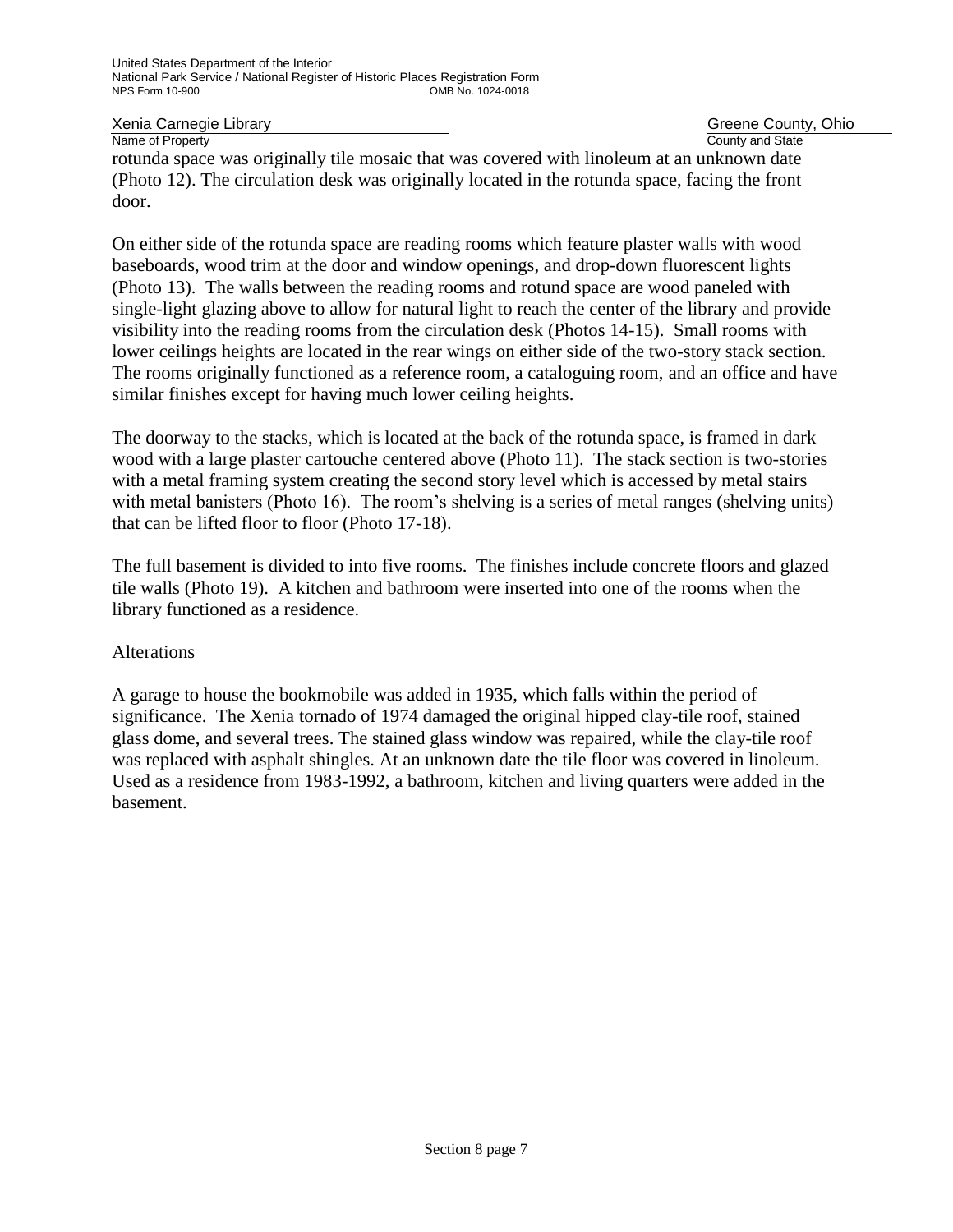rotunda space was originally tile mosaic that was covered with linoleum at an unknown date (Photo 12). The circulation desk was originally located in the rotunda space, facing the front door.

On either side of the rotunda space are reading rooms which feature plaster walls with wood baseboards, wood trim at the door and window openings, and drop-down fluorescent lights (Photo 13). The walls between the reading rooms and rotund space are wood paneled with single-light glazing above to allow for natural light to reach the center of the library and provide visibility into the reading rooms from the circulation desk (Photos 14-15). Small rooms with lower ceilings heights are located in the rear wings on either side of the two-story stack section. The rooms originally functioned as a reference room, a cataloguing room, and an office and have similar finishes except for having much lower ceiling heights.

The doorway to the stacks, which is located at the back of the rotunda space, is framed in dark wood with a large plaster cartouche centered above (Photo 11). The stack section is two-stories with a metal framing system creating the second story level which is accessed by metal stairs with metal banisters (Photo 16). The room's shelving is a series of metal ranges (shelving units) that can be lifted floor to floor (Photo 17-18).

The full basement is divided to into five rooms. The finishes include concrete floors and glazed tile walls (Photo 19). A kitchen and bathroom were inserted into one of the rooms when the library functioned as a residence.

Alterations

A garage to house the bookmobile was added in 1935, which falls within the period of significance. The Xenia tornado of 1974 damaged the original hipped clay-tile roof, stained glass dome, and several trees. The stained glass window was repaired, while the clay-tile roof was replaced with asphalt shingles. At an unknown date the tile floor was covered in linoleum. Used as a residence from 1983-1992, a bathroom, kitchen and living quarters were added in the basement.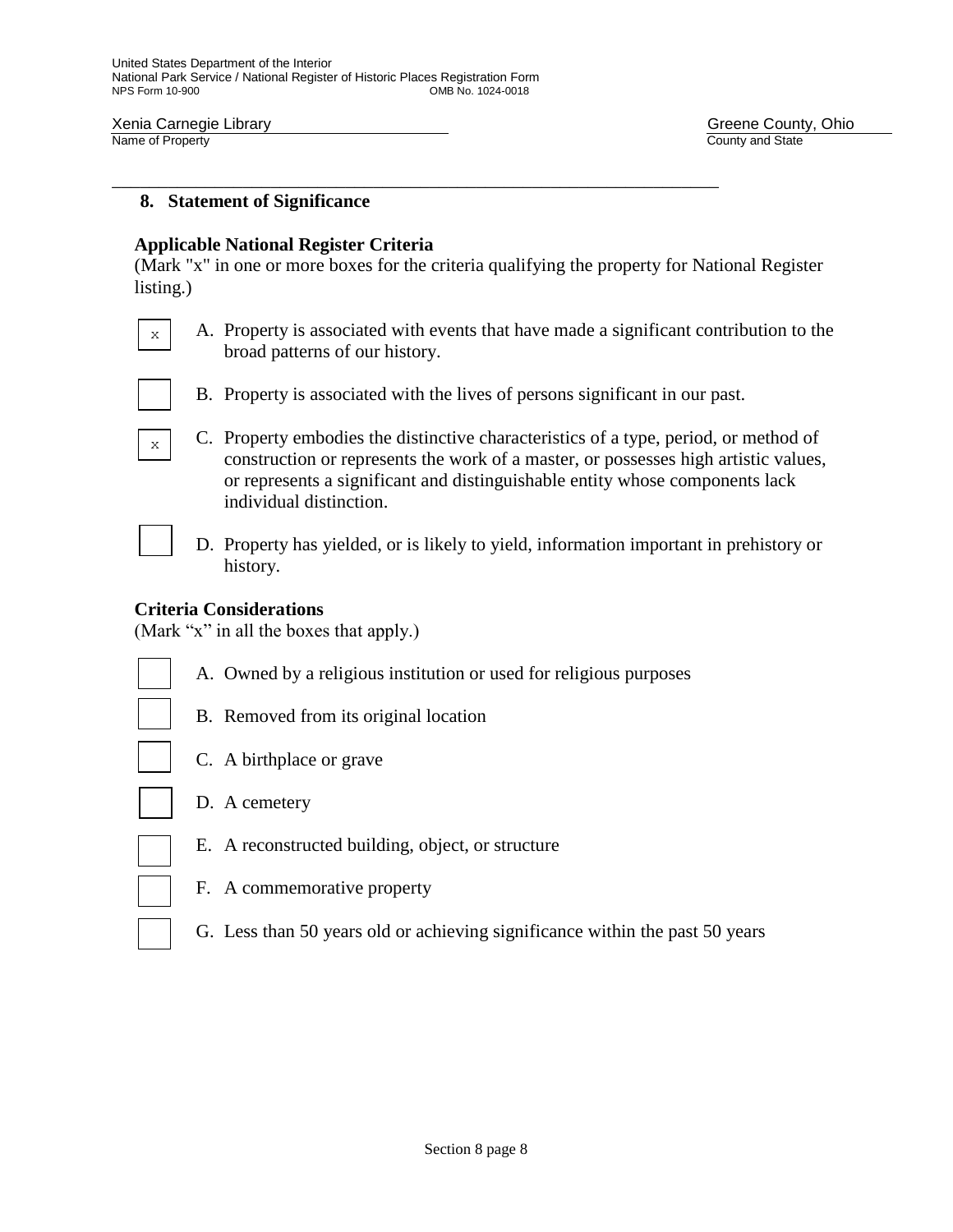## 8. Statement of Significance

**Applicable National Register Criteria**
(Mark "x" in one or more boxes for the criteria qualifying the property for National Register listing.)

- [x] A. Property is associated with events that have made a significant contribution to the broad patterns of our history.
- [ ] B. Property is associated with the lives of persons significant in our past.
- [x] C. Property embodies the distinctive characteristics of a type, period, or method of construction or represents the work of a master, or possesses high artistic values, or represents a significant and distinguishable entity whose components lack individual distinction.
- [ ] D. Property has yielded, or is likely to yield, information important in prehistory or history.

**Criteria Considerations**
(Mark "x" in all the boxes that apply.)

- [ ] A. Owned by a religious institution or used for religious purposes
- [ ] B. Removed from its original location
- [ ] C. A birthplace or grave
- [ ] D. A cemetery
- [ ] E. A reconstructed building, object, or structure
- [ ] F. A commemorative property
- [ ] G. Less than 50 years old or achieving significance within the past 50 years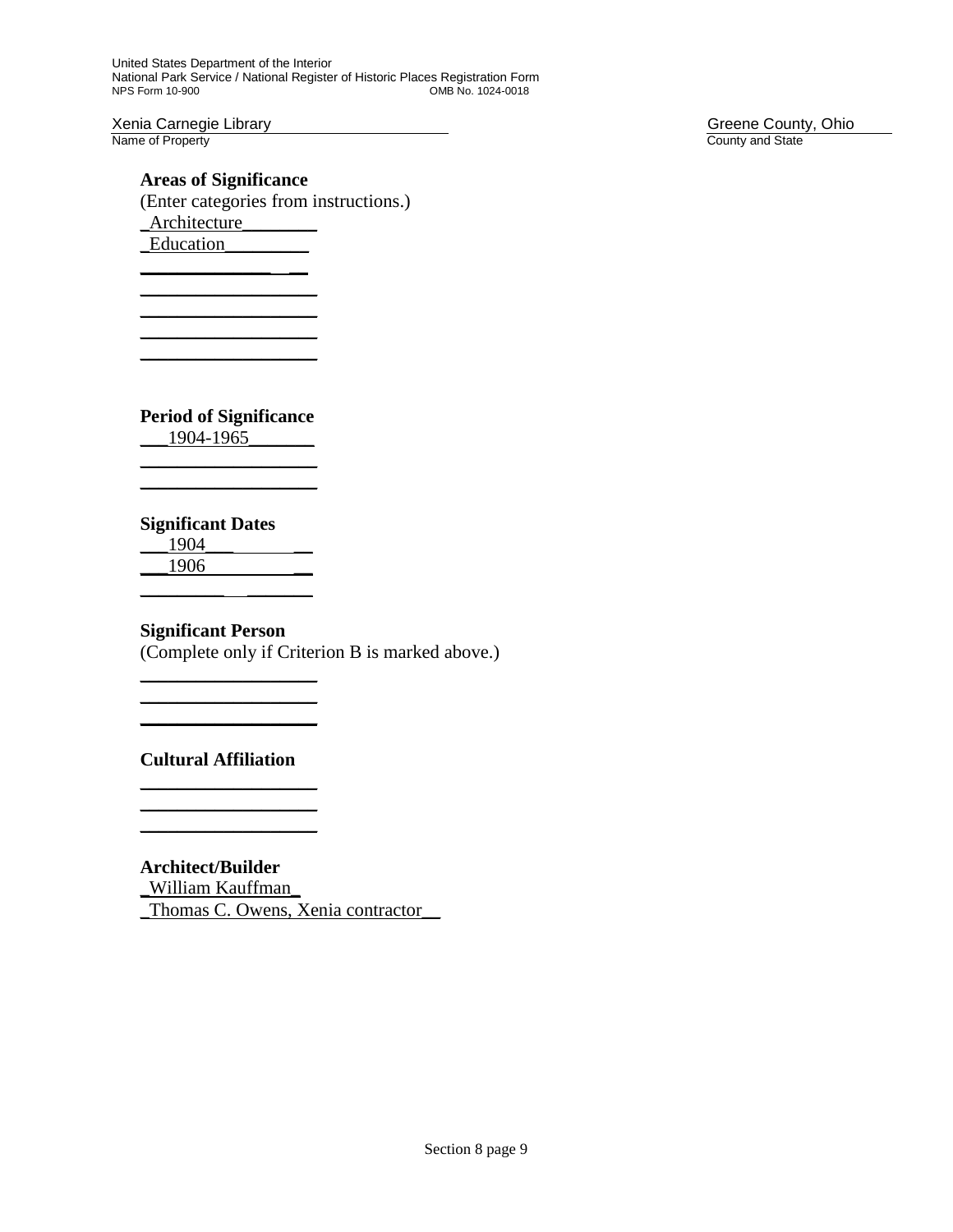Xenia Carnegie Library
Name of Property

Greene County, Ohio
County and State

**Areas of Significance**
(Enter categories from instructions.)
_Architecture________
_Education_________
___________________
___________________
___________________
___________________
___________________

**Period of Significance**
___1904-1965_______
___________________
___________________

**Significant Dates**
___1904___ ______ __
___1906__________
___________________

**Significant Person**
(Complete only if Criterion B is marked above.)
___________________
___________________
___________________

**Cultural Affiliation**
___________________
___________________
___________________

**Architect/Builder**
_William Kauffman_
_Thomas C. Owens, Xenia contractor__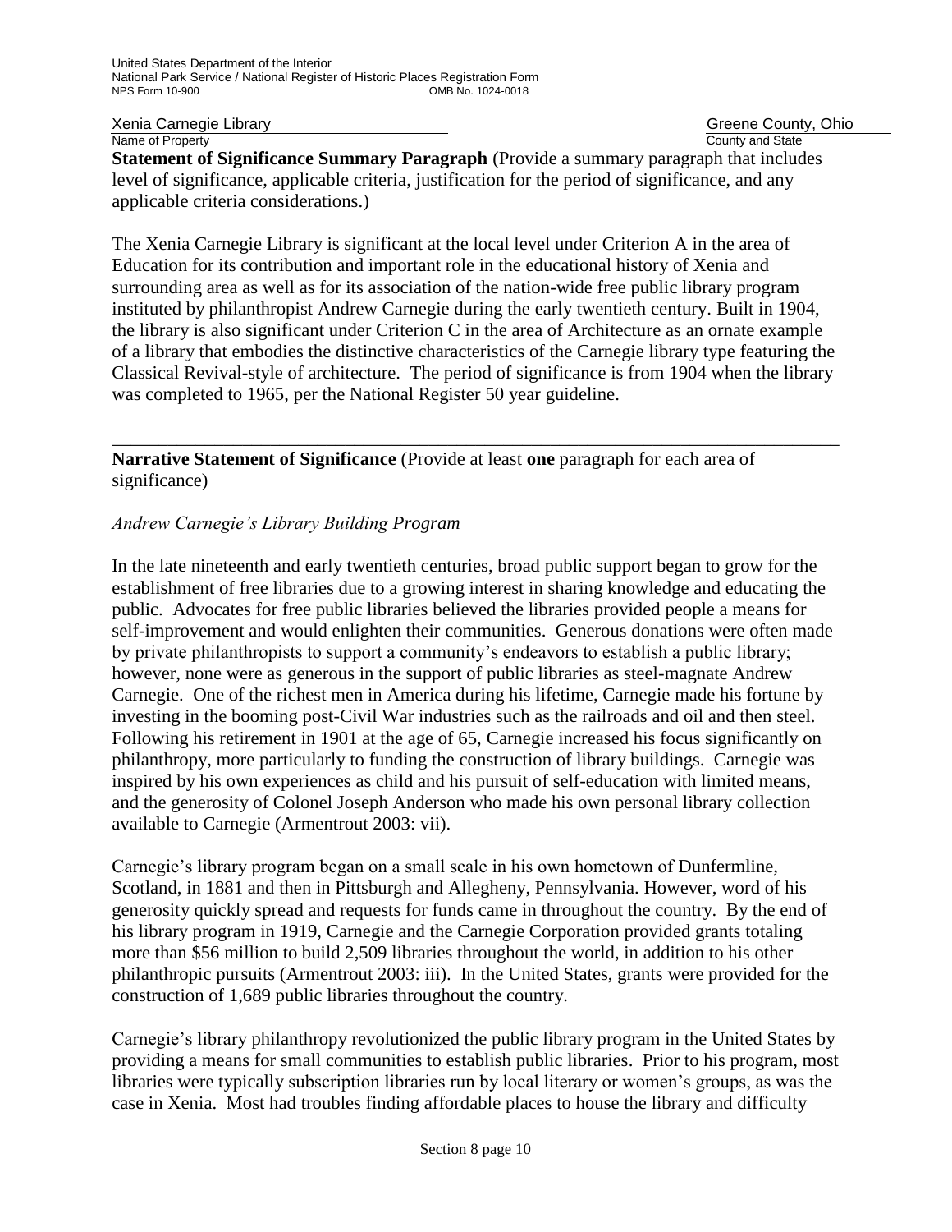**Statement of Significance Summary Paragraph** (Provide a summary paragraph that includes level of significance, applicable criteria, justification for the period of significance, and any applicable criteria considerations.)

The Xenia Carnegie Library is significant at the local level under Criterion A in the area of Education for its contribution and important role in the educational history of Xenia and surrounding area as well as for its association of the nation-wide free public library program instituted by philanthropist Andrew Carnegie during the early twentieth century. Built in 1904, the library is also significant under Criterion C in the area of Architecture as an ornate example of a library that embodies the distinctive characteristics of the Carnegie library type featuring the Classical Revival-style of architecture. The period of significance is from 1904 when the library was completed to 1965, per the National Register 50 year guideline.

---

**Narrative Statement of Significance** (Provide at least **one** paragraph for each area of significance)

*Andrew Carnegie's Library Building Program*

In the late nineteenth and early twentieth centuries, broad public support began to grow for the establishment of free libraries due to a growing interest in sharing knowledge and educating the public. Advocates for free public libraries believed the libraries provided people a means for self-improvement and would enlighten their communities. Generous donations were often made by private philanthropists to support a community's endeavors to establish a public library; however, none were as generous in the support of public libraries as steel-magnate Andrew Carnegie. One of the richest men in America during his lifetime, Carnegie made his fortune by investing in the booming post-Civil War industries such as the railroads and oil and then steel. Following his retirement in 1901 at the age of 65, Carnegie increased his focus significantly on philanthropy, more particularly to funding the construction of library buildings. Carnegie was inspired by his own experiences as child and his pursuit of self-education with limited means, and the generosity of Colonel Joseph Anderson who made his own personal library collection available to Carnegie (Armentrout 2003: vii).

Carnegie's library program began on a small scale in his own hometown of Dunfermline, Scotland, in 1881 and then in Pittsburgh and Allegheny, Pennsylvania. However, word of his generosity quickly spread and requests for funds came in throughout the country. By the end of his library program in 1919, Carnegie and the Carnegie Corporation provided grants totaling more than $56 million to build 2,509 libraries throughout the world, in addition to his other philanthropic pursuits (Armentrout 2003: iii). In the United States, grants were provided for the construction of 1,689 public libraries throughout the country.

Carnegie's library philanthropy revolutionized the public library program in the United States by providing a means for small communities to establish public libraries. Prior to his program, most libraries were typically subscription libraries run by local literary or women's groups, as was the case in Xenia. Most had troubles finding affordable places to house the library and difficulty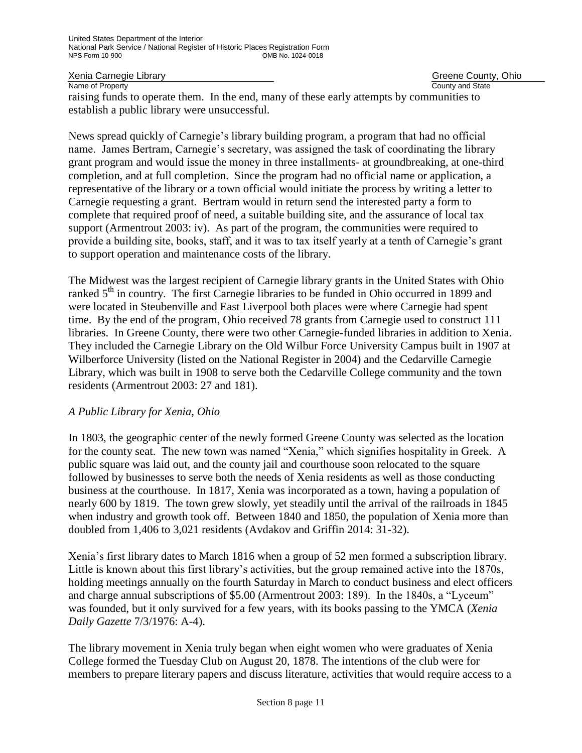raising funds to operate them. In the end, many of these early attempts by communities to establish a public library were unsuccessful.

News spread quickly of Carnegie's library building program, a program that had no official name. James Bertram, Carnegie's secretary, was assigned the task of coordinating the library grant program and would issue the money in three installments- at groundbreaking, at one-third completion, and at full completion. Since the program had no official name or application, a representative of the library or a town official would initiate the process by writing a letter to Carnegie requesting a grant. Bertram would in return send the interested party a form to complete that required proof of need, a suitable building site, and the assurance of local tax support (Armentrout 2003: iv). As part of the program, the communities were required to provide a building site, books, staff, and it was to tax itself yearly at a tenth of Carnegie's grant to support operation and maintenance costs of the library.

The Midwest was the largest recipient of Carnegie library grants in the United States with Ohio ranked 5th in country. The first Carnegie libraries to be funded in Ohio occurred in 1899 and were located in Steubenville and East Liverpool both places were where Carnegie had spent time. By the end of the program, Ohio received 78 grants from Carnegie used to construct 111 libraries. In Greene County, there were two other Carnegie-funded libraries in addition to Xenia. They included the Carnegie Library on the Old Wilbur Force University Campus built in 1907 at Wilberforce University (listed on the National Register in 2004) and the Cedarville Carnegie Library, which was built in 1908 to serve both the Cedarville College community and the town residents (Armentrout 2003: 27 and 181).

*A Public Library for Xenia, Ohio*

In 1803, the geographic center of the newly formed Greene County was selected as the location for the county seat. The new town was named "Xenia," which signifies hospitality in Greek. A public square was laid out, and the county jail and courthouse soon relocated to the square followed by businesses to serve both the needs of Xenia residents as well as those conducting business at the courthouse. In 1817, Xenia was incorporated as a town, having a population of nearly 600 by 1819. The town grew slowly, yet steadily until the arrival of the railroads in 1845 when industry and growth took off. Between 1840 and 1850, the population of Xenia more than doubled from 1,406 to 3,021 residents (Avdakov and Griffin 2014: 31-32).

Xenia's first library dates to March 1816 when a group of 52 men formed a subscription library. Little is known about this first library's activities, but the group remained active into the 1870s, holding meetings annually on the fourth Saturday in March to conduct business and elect officers and charge annual subscriptions of $5.00 (Armentrout 2003: 189). In the 1840s, a "Lyceum" was founded, but it only survived for a few years, with its books passing to the YMCA (*Xenia Daily Gazette* 7/3/1976: A-4).

The library movement in Xenia truly began when eight women who were graduates of Xenia College formed the Tuesday Club on August 20, 1878. The intentions of the club were for members to prepare literary papers and discuss literature, activities that would require access to a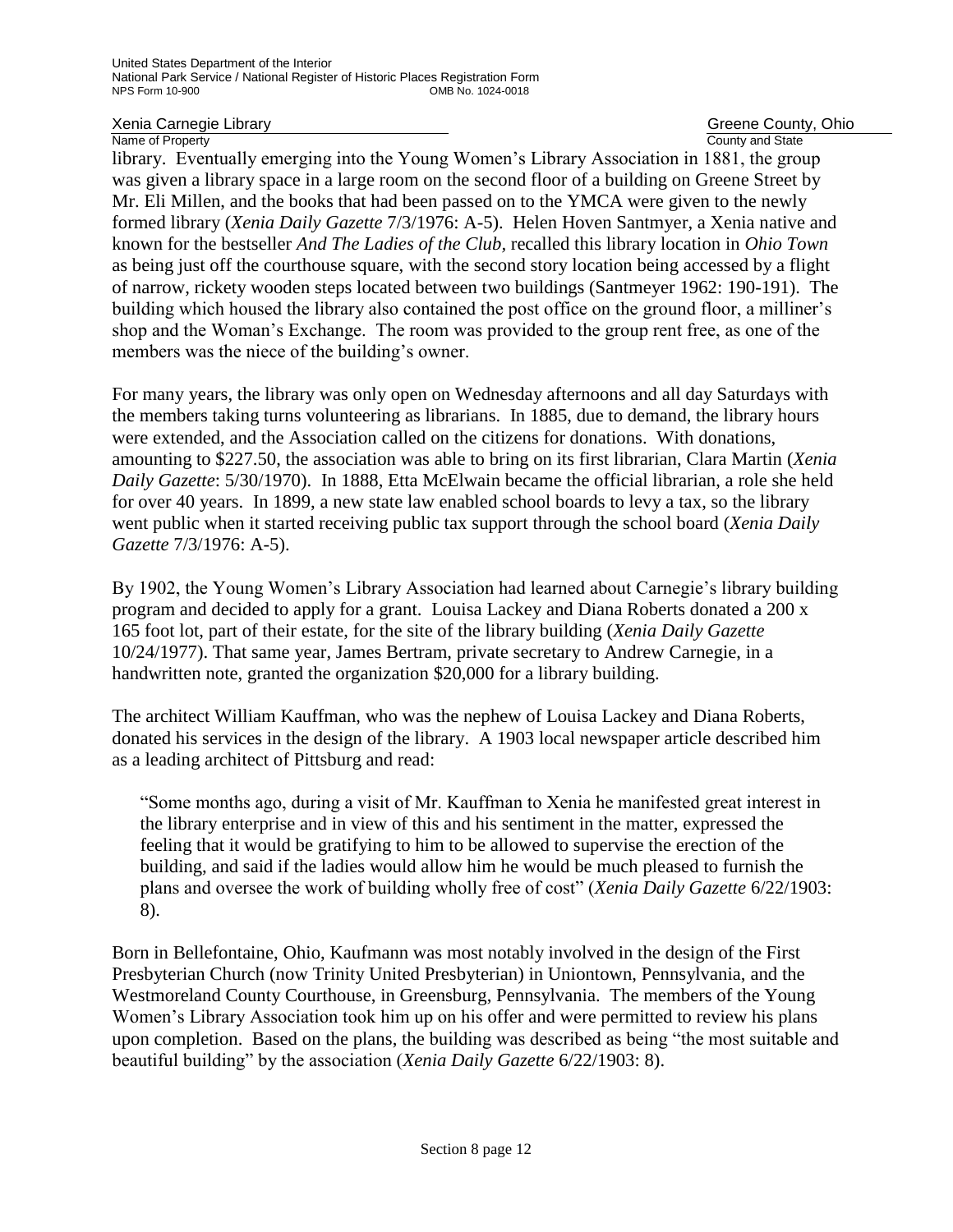library. Eventually emerging into the Young Women's Library Association in 1881, the group was given a library space in a large room on the second floor of a building on Greene Street by Mr. Eli Millen, and the books that had been passed on to the YMCA were given to the newly formed library (*Xenia Daily Gazette* 7/3/1976: A-5). Helen Hoven Santmyer, a Xenia native and known for the bestseller *And The Ladies of the Club,* recalled this library location in *Ohio Town* as being just off the courthouse square, with the second story location being accessed by a flight of narrow, rickety wooden steps located between two buildings (Santmeyer 1962: 190-191). The building which housed the library also contained the post office on the ground floor, a milliner's shop and the Woman's Exchange. The room was provided to the group rent free, as one of the members was the niece of the building's owner.

For many years, the library was only open on Wednesday afternoons and all day Saturdays with the members taking turns volunteering as librarians. In 1885, due to demand, the library hours were extended, and the Association called on the citizens for donations. With donations, amounting to $227.50, the association was able to bring on its first librarian, Clara Martin (*Xenia Daily Gazette*: 5/30/1970). In 1888, Etta McElwain became the official librarian, a role she held for over 40 years. In 1899, a new state law enabled school boards to levy a tax, so the library went public when it started receiving public tax support through the school board (*Xenia Daily Gazette* 7/3/1976: A-5).

By 1902, the Young Women's Library Association had learned about Carnegie's library building program and decided to apply for a grant. Louisa Lackey and Diana Roberts donated a 200 x 165 foot lot, part of their estate, for the site of the library building (*Xenia Daily Gazette* 10/24/1977). That same year, James Bertram, private secretary to Andrew Carnegie, in a handwritten note, granted the organization $20,000 for a library building.

The architect William Kauffman, who was the nephew of Louisa Lackey and Diana Roberts, donated his services in the design of the library. A 1903 local newspaper article described him as a leading architect of Pittsburg and read:

> "Some months ago, during a visit of Mr. Kauffman to Xenia he manifested great interest in the library enterprise and in view of this and his sentiment in the matter, expressed the feeling that it would be gratifying to him to be allowed to supervise the erection of the building, and said if the ladies would allow him he would be much pleased to furnish the plans and oversee the work of building wholly free of cost" (*Xenia Daily Gazette* 6/22/1903: 8).

Born in Bellefontaine, Ohio, Kaufmann was most notably involved in the design of the First Presbyterian Church (now Trinity United Presbyterian) in Uniontown, Pennsylvania, and the Westmoreland County Courthouse, in Greensburg, Pennsylvania. The members of the Young Women's Library Association took him up on his offer and were permitted to review his plans upon completion. Based on the plans, the building was described as being "the most suitable and beautiful building" by the association (*Xenia Daily Gazette* 6/22/1903: 8).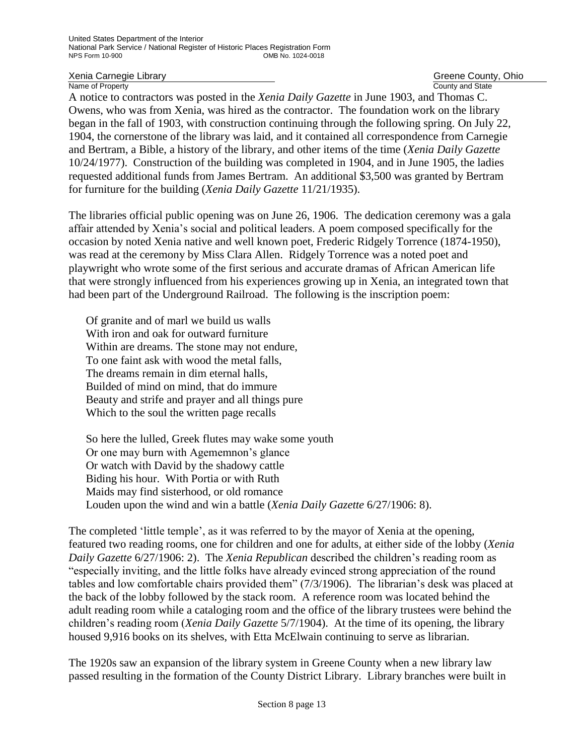A notice to contractors was posted in the *Xenia Daily Gazette* in June 1903, and Thomas C. Owens, who was from Xenia, was hired as the contractor. The foundation work on the library began in the fall of 1903, with construction continuing through the following spring. On July 22, 1904, the cornerstone of the library was laid, and it contained all correspondence from Carnegie and Bertram, a Bible, a history of the library, and other items of the time (*Xenia Daily Gazette* 10/24/1977). Construction of the building was completed in 1904, and in June 1905, the ladies requested additional funds from James Bertram. An additional $3,500 was granted by Bertram for furniture for the building (*Xenia Daily Gazette* 11/21/1935).

The libraries official public opening was on June 26, 1906. The dedication ceremony was a gala affair attended by Xenia's social and political leaders. A poem composed specifically for the occasion by noted Xenia native and well known poet, Frederic Ridgely Torrence (1874-1950), was read at the ceremony by Miss Clara Allen. Ridgely Torrence was a noted poet and playwright who wrote some of the first serious and accurate dramas of African American life that were strongly influenced from his experiences growing up in Xenia, an integrated town that had been part of the Underground Railroad. The following is the inscription poem:

> Of granite and of marl we build us walls
> With iron and oak for outward furniture
> Within are dreams. The stone may not endure,
> To one faint ask with wood the metal falls,
> The dreams remain in dim eternal halls,
> Builded of mind on mind, that do immure
> Beauty and strife and prayer and all things pure
> Which to the soul the written page recalls
>
> So here the lulled, Greek flutes may wake some youth
> Or one may burn with Agememnon's glance
> Or watch with David by the shadowy cattle
> Biding his hour. With Portia or with Ruth
> Maids may find sisterhood, or old romance
> Louden upon the wind and win a battle (*Xenia Daily Gazette* 6/27/1906: 8).

The completed 'little temple', as it was referred to by the mayor of Xenia at the opening, featured two reading rooms, one for children and one for adults, at either side of the lobby (*Xenia Daily Gazette* 6/27/1906: 2). The *Xenia Republican* described the children's reading room as "especially inviting, and the little folks have already evinced strong appreciation of the round tables and low comfortable chairs provided them" (7/3/1906). The librarian's desk was placed at the back of the lobby followed by the stack room. A reference room was located behind the adult reading room while a cataloging room and the office of the library trustees were behind the children's reading room (*Xenia Daily Gazette* 5/7/1904). At the time of its opening, the library housed 9,916 books on its shelves, with Etta McElwain continuing to serve as librarian.

The 1920s saw an expansion of the library system in Greene County when a new library law passed resulting in the formation of the County District Library. Library branches were built in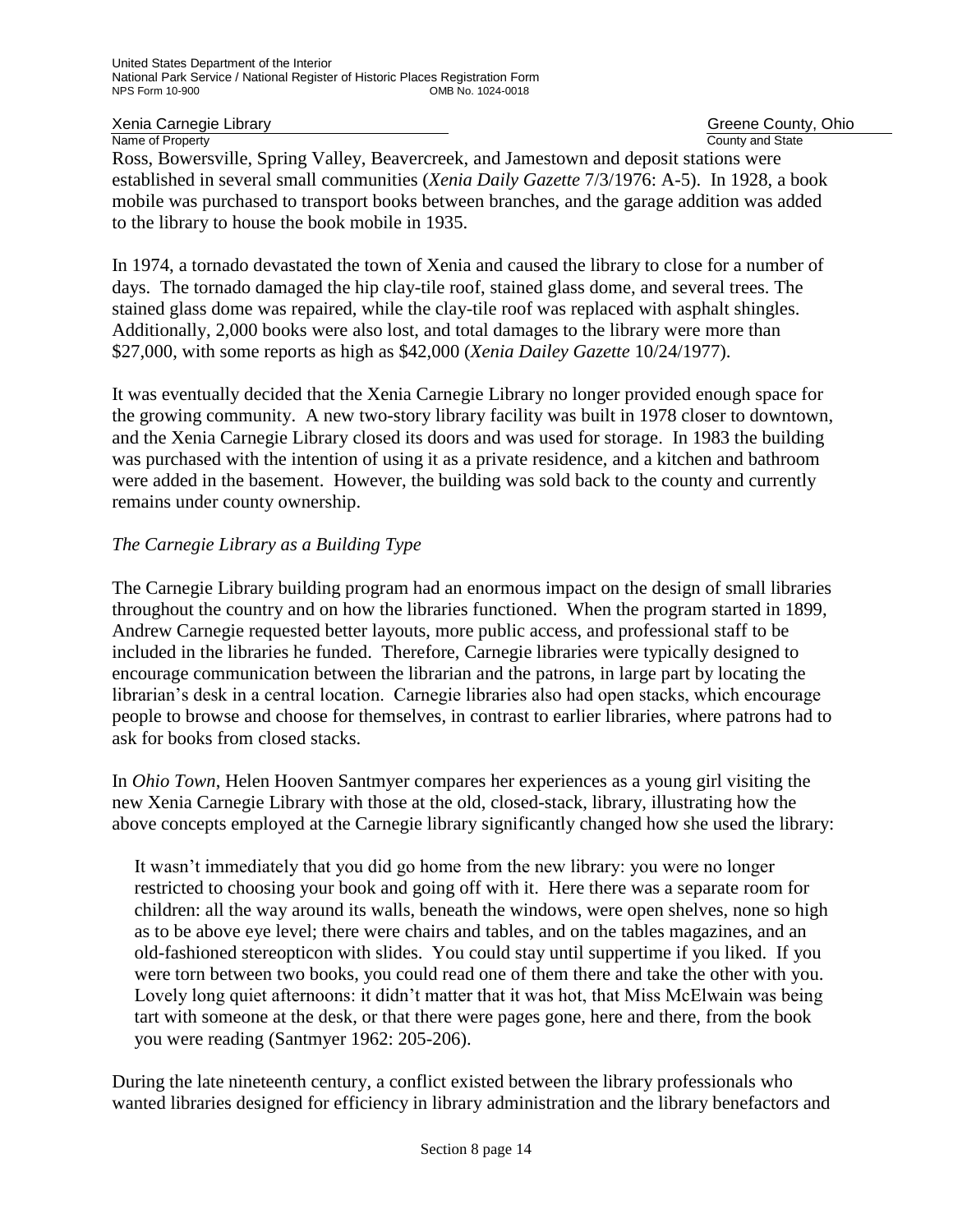Ross, Bowersville, Spring Valley, Beavercreek, and Jamestown and deposit stations were established in several small communities (*Xenia Daily Gazette* 7/3/1976: A-5). In 1928, a book mobile was purchased to transport books between branches, and the garage addition was added to the library to house the book mobile in 1935.

In 1974, a tornado devastated the town of Xenia and caused the library to close for a number of days. The tornado damaged the hip clay-tile roof, stained glass dome, and several trees. The stained glass dome was repaired, while the clay-tile roof was replaced with asphalt shingles. Additionally, 2,000 books were also lost, and total damages to the library were more than $27,000, with some reports as high as $42,000 (*Xenia Dailey Gazette* 10/24/1977).

It was eventually decided that the Xenia Carnegie Library no longer provided enough space for the growing community. A new two-story library facility was built in 1978 closer to downtown, and the Xenia Carnegie Library closed its doors and was used for storage. In 1983 the building was purchased with the intention of using it as a private residence, and a kitchen and bathroom were added in the basement. However, the building was sold back to the county and currently remains under county ownership.

*The Carnegie Library as a Building Type*

The Carnegie Library building program had an enormous impact on the design of small libraries throughout the country and on how the libraries functioned. When the program started in 1899, Andrew Carnegie requested better layouts, more public access, and professional staff to be included in the libraries he funded. Therefore, Carnegie libraries were typically designed to encourage communication between the librarian and the patrons, in large part by locating the librarian's desk in a central location. Carnegie libraries also had open stacks, which encourage people to browse and choose for themselves, in contrast to earlier libraries, where patrons had to ask for books from closed stacks.

In *Ohio Town*, Helen Hooven Santmyer compares her experiences as a young girl visiting the new Xenia Carnegie Library with those at the old, closed-stack, library, illustrating how the above concepts employed at the Carnegie library significantly changed how she used the library:

> It wasn't immediately that you did go home from the new library: you were no longer restricted to choosing your book and going off with it. Here there was a separate room for children: all the way around its walls, beneath the windows, were open shelves, none so high as to be above eye level; there were chairs and tables, and on the tables magazines, and an old-fashioned stereopticon with slides. You could stay until suppertime if you liked. If you were torn between two books, you could read one of them there and take the other with you. Lovely long quiet afternoons: it didn't matter that it was hot, that Miss McElwain was being tart with someone at the desk, or that there were pages gone, here and there, from the book you were reading (Santmyer 1962: 205-206).

During the late nineteenth century, a conflict existed between the library professionals who wanted libraries designed for efficiency in library administration and the library benefactors and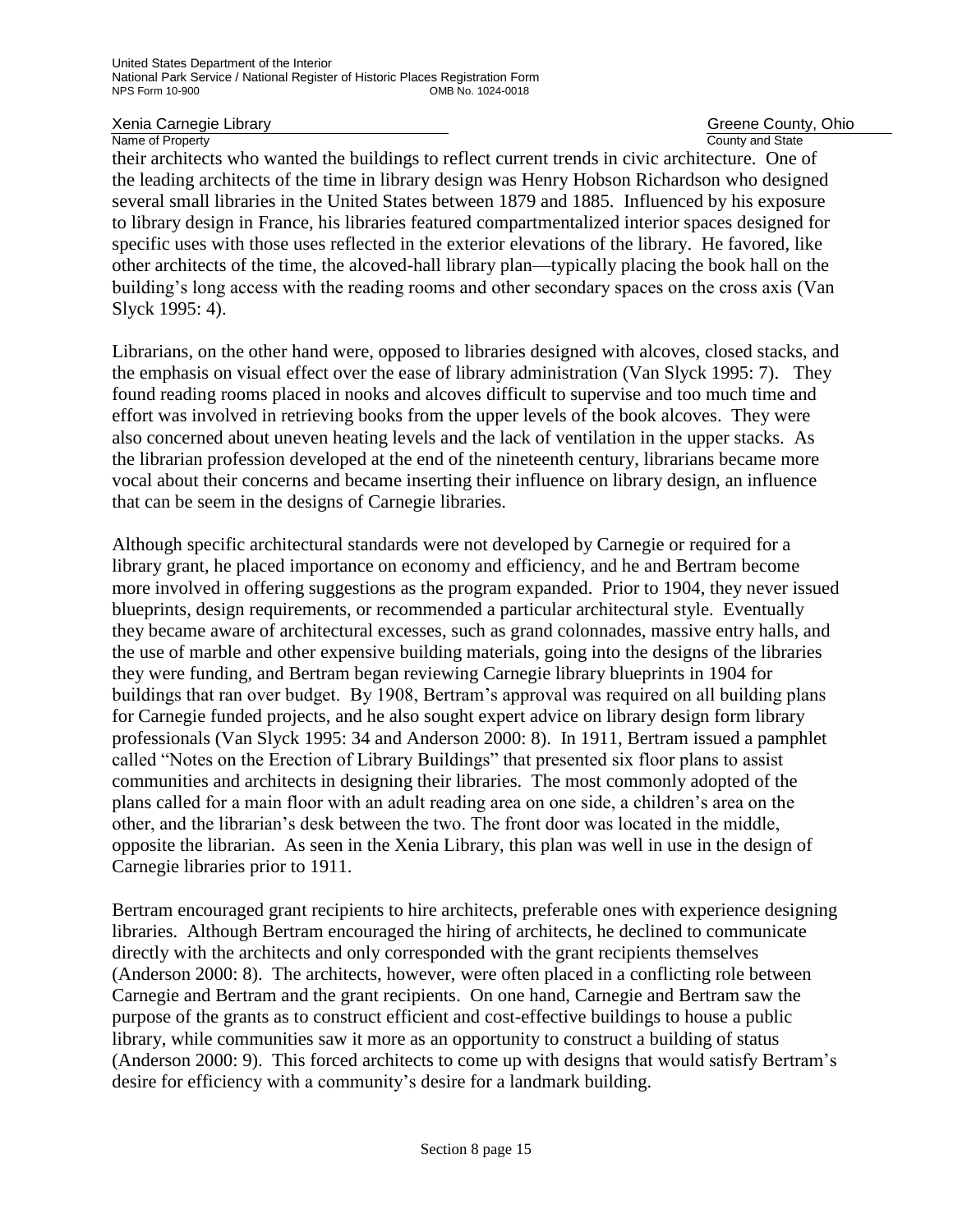their architects who wanted the buildings to reflect current trends in civic architecture. One of the leading architects of the time in library design was Henry Hobson Richardson who designed several small libraries in the United States between 1879 and 1885. Influenced by his exposure to library design in France, his libraries featured compartmentalized interior spaces designed for specific uses with those uses reflected in the exterior elevations of the library. He favored, like other architects of the time, the alcoved-hall library plan—typically placing the book hall on the building's long access with the reading rooms and other secondary spaces on the cross axis (Van Slyck 1995: 4).

Librarians, on the other hand were, opposed to libraries designed with alcoves, closed stacks, and the emphasis on visual effect over the ease of library administration (Van Slyck 1995: 7). They found reading rooms placed in nooks and alcoves difficult to supervise and too much time and effort was involved in retrieving books from the upper levels of the book alcoves. They were also concerned about uneven heating levels and the lack of ventilation in the upper stacks. As the librarian profession developed at the end of the nineteenth century, librarians became more vocal about their concerns and became inserting their influence on library design, an influence that can be seem in the designs of Carnegie libraries.

Although specific architectural standards were not developed by Carnegie or required for a library grant, he placed importance on economy and efficiency, and he and Bertram become more involved in offering suggestions as the program expanded. Prior to 1904, they never issued blueprints, design requirements, or recommended a particular architectural style. Eventually they became aware of architectural excesses, such as grand colonnades, massive entry halls, and the use of marble and other expensive building materials, going into the designs of the libraries they were funding, and Bertram began reviewing Carnegie library blueprints in 1904 for buildings that ran over budget. By 1908, Bertram's approval was required on all building plans for Carnegie funded projects, and he also sought expert advice on library design form library professionals (Van Slyck 1995: 34 and Anderson 2000: 8). In 1911, Bertram issued a pamphlet called "Notes on the Erection of Library Buildings" that presented six floor plans to assist communities and architects in designing their libraries. The most commonly adopted of the plans called for a main floor with an adult reading area on one side, a children's area on the other, and the librarian's desk between the two. The front door was located in the middle, opposite the librarian. As seen in the Xenia Library, this plan was well in use in the design of Carnegie libraries prior to 1911.

Bertram encouraged grant recipients to hire architects, preferable ones with experience designing libraries. Although Bertram encouraged the hiring of architects, he declined to communicate directly with the architects and only corresponded with the grant recipients themselves (Anderson 2000: 8). The architects, however, were often placed in a conflicting role between Carnegie and Bertram and the grant recipients. On one hand, Carnegie and Bertram saw the purpose of the grants as to construct efficient and cost-effective buildings to house a public library, while communities saw it more as an opportunity to construct a building of status (Anderson 2000: 9). This forced architects to come up with designs that would satisfy Bertram's desire for efficiency with a community's desire for a landmark building.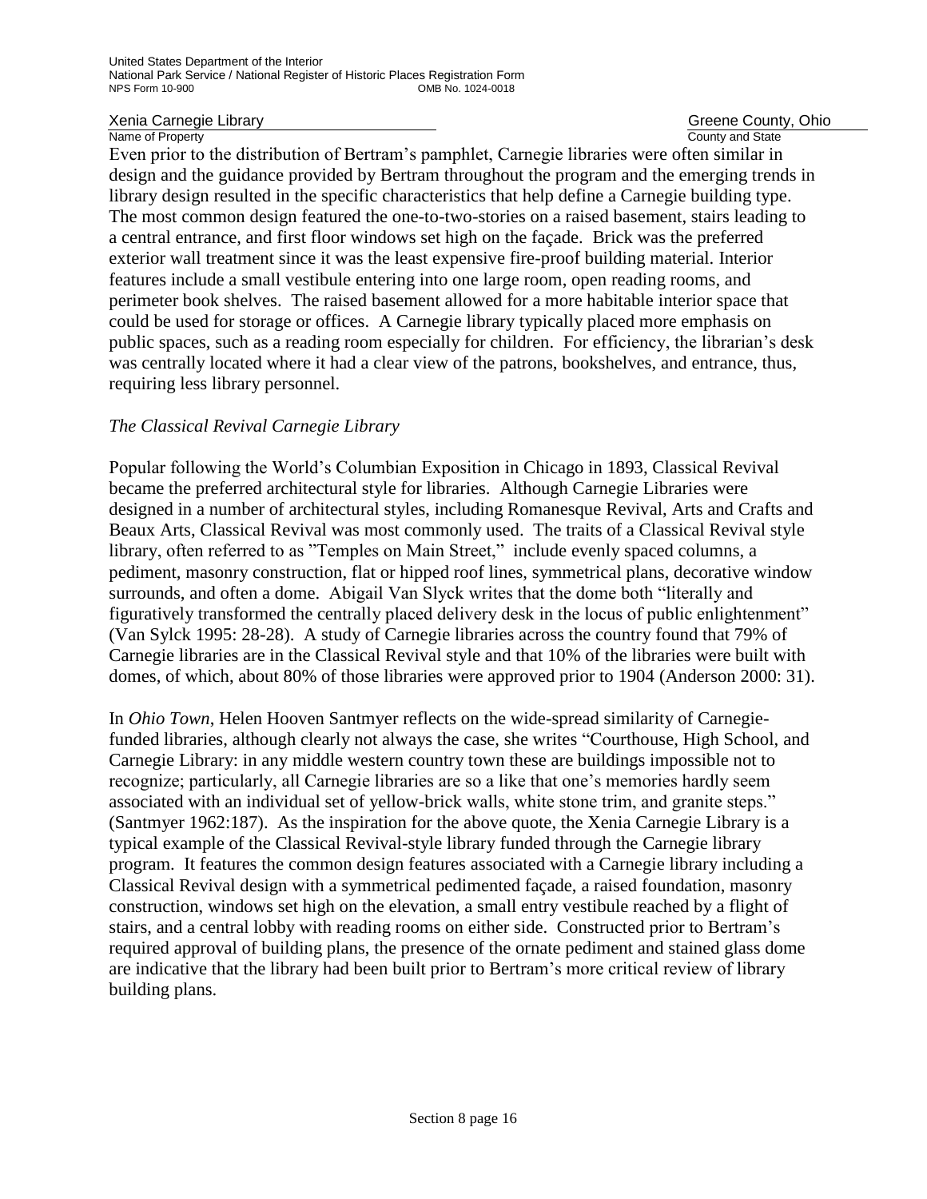Even prior to the distribution of Bertram's pamphlet, Carnegie libraries were often similar in design and the guidance provided by Bertram throughout the program and the emerging trends in library design resulted in the specific characteristics that help define a Carnegie building type. The most common design featured the one-to-two-stories on a raised basement, stairs leading to a central entrance, and first floor windows set high on the façade. Brick was the preferred exterior wall treatment since it was the least expensive fire-proof building material. Interior features include a small vestibule entering into one large room, open reading rooms, and perimeter book shelves. The raised basement allowed for a more habitable interior space that could be used for storage or offices. A Carnegie library typically placed more emphasis on public spaces, such as a reading room especially for children. For efficiency, the librarian's desk was centrally located where it had a clear view of the patrons, bookshelves, and entrance, thus, requiring less library personnel.

*The Classical Revival Carnegie Library*

Popular following the World's Columbian Exposition in Chicago in 1893, Classical Revival became the preferred architectural style for libraries. Although Carnegie Libraries were designed in a number of architectural styles, including Romanesque Revival, Arts and Crafts and Beaux Arts, Classical Revival was most commonly used. The traits of a Classical Revival style library, often referred to as "Temples on Main Street," include evenly spaced columns, a pediment, masonry construction, flat or hipped roof lines, symmetrical plans, decorative window surrounds, and often a dome. Abigail Van Slyck writes that the dome both "literally and figuratively transformed the centrally placed delivery desk in the locus of public enlightenment" (Van Sylck 1995: 28-28). A study of Carnegie libraries across the country found that 79% of Carnegie libraries are in the Classical Revival style and that 10% of the libraries were built with domes, of which, about 80% of those libraries were approved prior to 1904 (Anderson 2000: 31).

In *Ohio Town*, Helen Hooven Santmyer reflects on the wide-spread similarity of Carnegie-funded libraries, although clearly not always the case, she writes "Courthouse, High School, and Carnegie Library: in any middle western country town these are buildings impossible not to recognize; particularly, all Carnegie libraries are so a like that one's memories hardly seem associated with an individual set of yellow-brick walls, white stone trim, and granite steps." (Santmyer 1962:187). As the inspiration for the above quote, the Xenia Carnegie Library is a typical example of the Classical Revival-style library funded through the Carnegie library program. It features the common design features associated with a Carnegie library including a Classical Revival design with a symmetrical pedimented façade, a raised foundation, masonry construction, windows set high on the elevation, a small entry vestibule reached by a flight of stairs, and a central lobby with reading rooms on either side. Constructed prior to Bertram's required approval of building plans, the presence of the ornate pediment and stained glass dome are indicative that the library had been built prior to Bertram's more critical review of library building plans.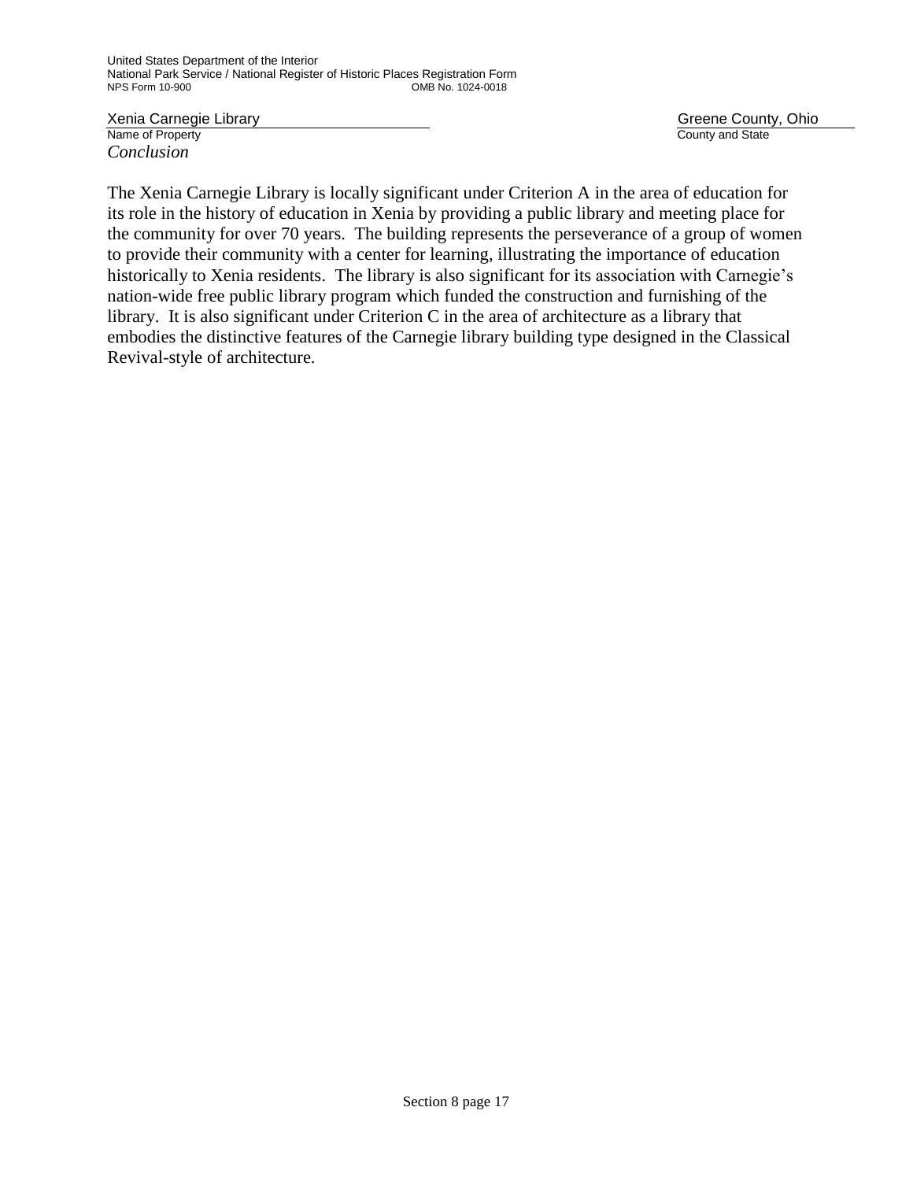*Conclusion*

The Xenia Carnegie Library is locally significant under Criterion A in the area of education for its role in the history of education in Xenia by providing a public library and meeting place for the community for over 70 years. The building represents the perseverance of a group of women to provide their community with a center for learning, illustrating the importance of education historically to Xenia residents. The library is also significant for its association with Carnegie's nation-wide free public library program which funded the construction and furnishing of the library. It is also significant under Criterion C in the area of architecture as a library that embodies the distinctive features of the Carnegie library building type designed in the Classical Revival-style of architecture.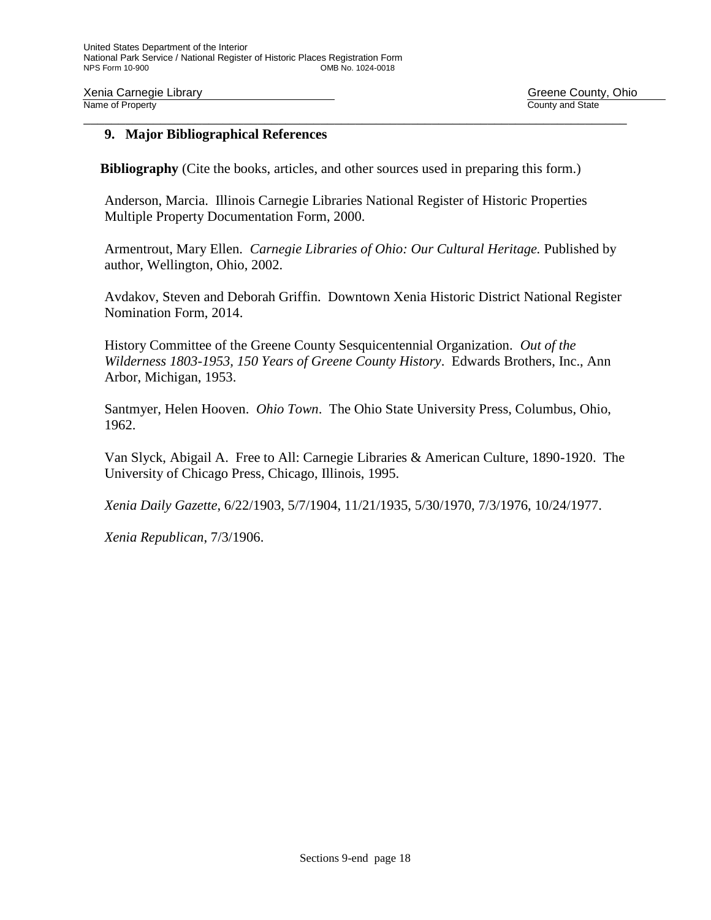## 9. Major Bibliographical References

**Bibliography** (Cite the books, articles, and other sources used in preparing this form.)

Anderson, Marcia. Illinois Carnegie Libraries National Register of Historic Properties Multiple Property Documentation Form, 2000.

Armentrout, Mary Ellen. *Carnegie Libraries of Ohio: Our Cultural Heritage.* Published by author, Wellington, Ohio, 2002.

Avdakov, Steven and Deborah Griffin. Downtown Xenia Historic District National Register Nomination Form, 2014.

History Committee of the Greene County Sesquicentennial Organization. *Out of the Wilderness 1803-1953, 150 Years of Greene County History*. Edwards Brothers, Inc., Ann Arbor, Michigan, 1953.

Santmyer, Helen Hooven. *Ohio Town*. The Ohio State University Press, Columbus, Ohio, 1962.

Van Slyck, Abigail A. Free to All: Carnegie Libraries & American Culture, 1890-1920. The University of Chicago Press, Chicago, Illinois, 1995.

*Xenia Daily Gazette*, 6/22/1903, 5/7/1904, 11/21/1935, 5/30/1970, 7/3/1976, 10/24/1977.

*Xenia Republican*, 7/3/1906.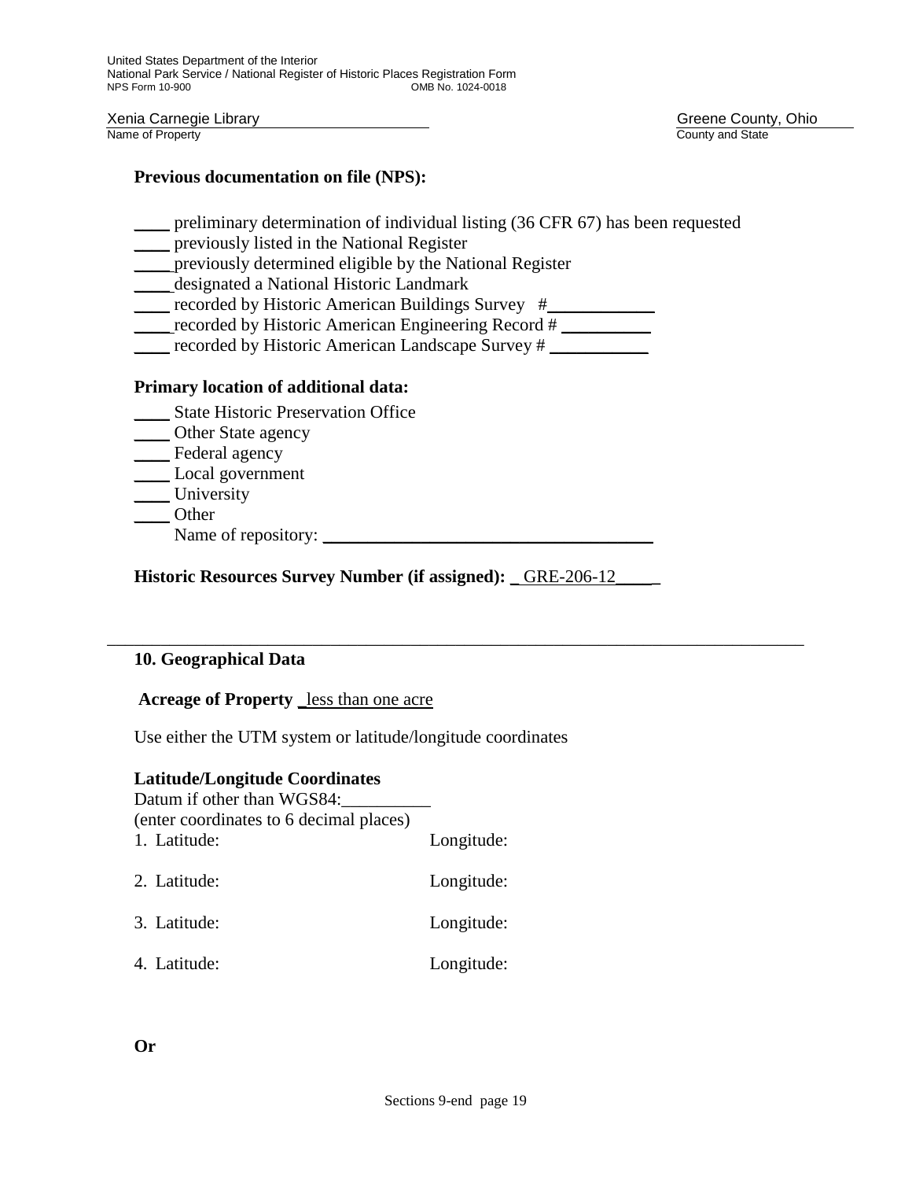Xenia Carnegie Library
Name of Property

Greene County, Ohio
County and State

**Previous documentation on file (NPS):**

____ preliminary determination of individual listing (36 CFR 67) has been requested
____ previously listed in the National Register
____ previously determined eligible by the National Register
____ designated a National Historic Landmark
____ recorded by Historic American Buildings Survey #____________
____ recorded by Historic American Engineering Record # __________
____ recorded by Historic American Landscape Survey # ___________

**Primary location of additional data:**

____ State Historic Preservation Office
____ Other State agency
____ Federal agency
____ Local government
____ University
____ Other
Name of repository: _____________________________________

**Historic Resources Survey Number (if assigned):** _ GRE-206-12____

---

## 10. Geographical Data

**Acreage of Property** _less than one acre

Use either the UTM system or latitude/longitude coordinates

**Latitude/Longitude Coordinates**
Datum if other than WGS84:__________
(enter coordinates to 6 decimal places)

1. Latitude: Longitude:

2. Latitude: Longitude:

3. Latitude: Longitude:

4. Latitude: Longitude:

**Or**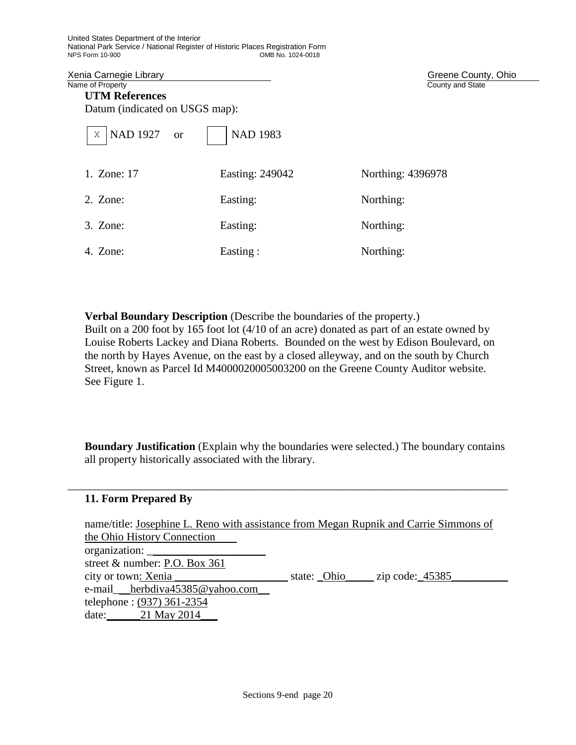Xenia Carnegie Library
Name of Property

Greene County, Ohio
County and State

**UTM References**

Datum (indicated on USGS map):

[X] NAD 1927 or [ ] NAD 1983

| | | |
|---|---|---|
| 1. Zone: 17 | Easting: 249042 | Northing: 4396978 |
| 2. Zone: | Easting: | Northing: |
| 3. Zone: | Easting: | Northing: |
| 4. Zone: | Easting : | Northing: |

**Verbal Boundary Description** (Describe the boundaries of the property.)
Built on a 200 foot by 165 foot lot (4/10 of an acre) donated as part of an estate owned by Louise Roberts Lackey and Diana Roberts. Bounded on the west by Edison Boulevard, on the north by Hayes Avenue, on the east by a closed alleyway, and on the south by Church Street, known as Parcel Id M4000020005003200 on the Greene County Auditor website. See Figure 1.

**Boundary Justification** (Explain why the boundaries were selected.) The boundary contains all property historically associated with the library.

---

## 11. Form Prepared By

name/title: Josephine L. Reno with assistance from Megan Rupnik and Carrie Simmons of the Ohio History Connection
organization:
street & number: P.O. Box 361
city or town: Xenia state: Ohio zip code: 45385
e-mail herbdiva45385@yahoo.com
telephone : (937) 361-2354
date: 21 May 2014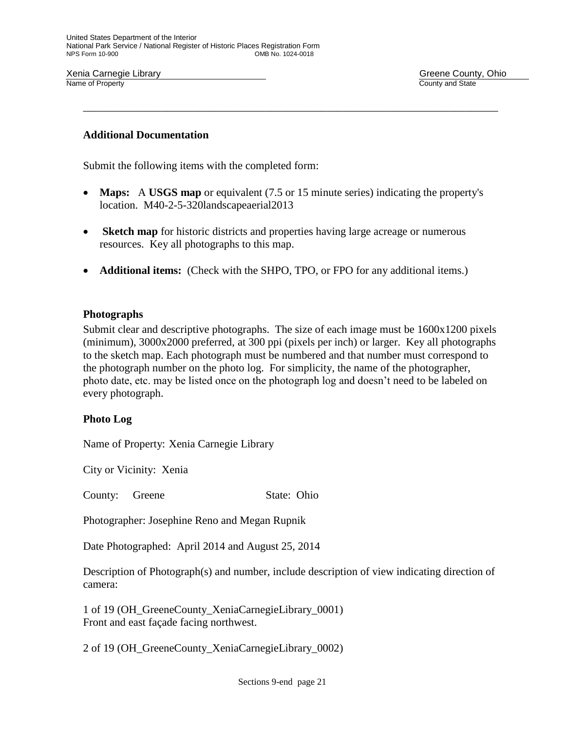## Additional Documentation

Submit the following items with the completed form:

- **Maps:** A **USGS map** or equivalent (7.5 or 15 minute series) indicating the property's location. M40-2-5-320landscapeaerial2013
- **Sketch map** for historic districts and properties having large acreage or numerous resources. Key all photographs to this map.
- **Additional items:** (Check with the SHPO, TPO, or FPO for any additional items.)

### Photographs

Submit clear and descriptive photographs. The size of each image must be 1600x1200 pixels (minimum), 3000x2000 preferred, at 300 ppi (pixels per inch) or larger. Key all photographs to the sketch map. Each photograph must be numbered and that number must correspond to the photograph number on the photo log. For simplicity, the name of the photographer, photo date, etc. may be listed once on the photograph log and doesn't need to be labeled on every photograph.

### Photo Log

Name of Property: Xenia Carnegie Library

City or Vicinity: Xenia

County: Greene State: Ohio

Photographer: Josephine Reno and Megan Rupnik

Date Photographed: April 2014 and August 25, 2014

Description of Photograph(s) and number, include description of view indicating direction of camera:

1 of 19 (OH_GreeneCounty_XeniaCarnegieLibrary_0001)
Front and east façade facing northwest.

2 of 19 (OH_GreeneCounty_XeniaCarnegieLibrary_0002)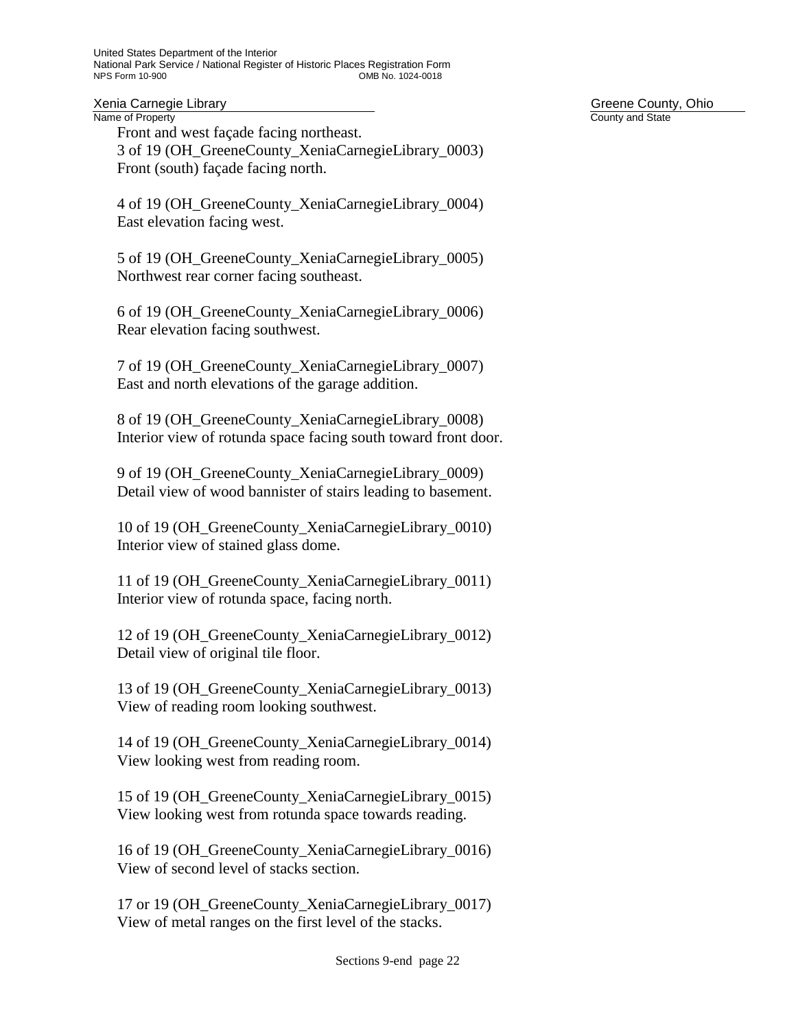Front and west façade facing northeast.
3 of 19 (OH_GreeneCounty_XeniaCarnegieLibrary_0003)
Front (south) façade facing north.

4 of 19 (OH_GreeneCounty_XeniaCarnegieLibrary_0004)
East elevation facing west.

5 of 19 (OH_GreeneCounty_XeniaCarnegieLibrary_0005)
Northwest rear corner facing southeast.

6 of 19 (OH_GreeneCounty_XeniaCarnegieLibrary_0006)
Rear elevation facing southwest.

7 of 19 (OH_GreeneCounty_XeniaCarnegieLibrary_0007)
East and north elevations of the garage addition.

8 of 19 (OH_GreeneCounty_XeniaCarnegieLibrary_0008)
Interior view of rotunda space facing south toward front door.

9 of 19 (OH_GreeneCounty_XeniaCarnegieLibrary_0009)
Detail view of wood bannister of stairs leading to basement.

10 of 19 (OH_GreeneCounty_XeniaCarnegieLibrary_0010)
Interior view of stained glass dome.

11 of 19 (OH_GreeneCounty_XeniaCarnegieLibrary_0011)
Interior view of rotunda space, facing north.

12 of 19 (OH_GreeneCounty_XeniaCarnegieLibrary_0012)
Detail view of original tile floor.

13 of 19 (OH_GreeneCounty_XeniaCarnegieLibrary_0013)
View of reading room looking southwest.

14 of 19 (OH_GreeneCounty_XeniaCarnegieLibrary_0014)
View looking west from reading room.

15 of 19 (OH_GreeneCounty_XeniaCarnegieLibrary_0015)
View looking west from rotunda space towards reading.

16 of 19 (OH_GreeneCounty_XeniaCarnegieLibrary_0016)
View of second level of stacks section.

17 or 19 (OH_GreeneCounty_XeniaCarnegieLibrary_0017)
View of metal ranges on the first level of the stacks.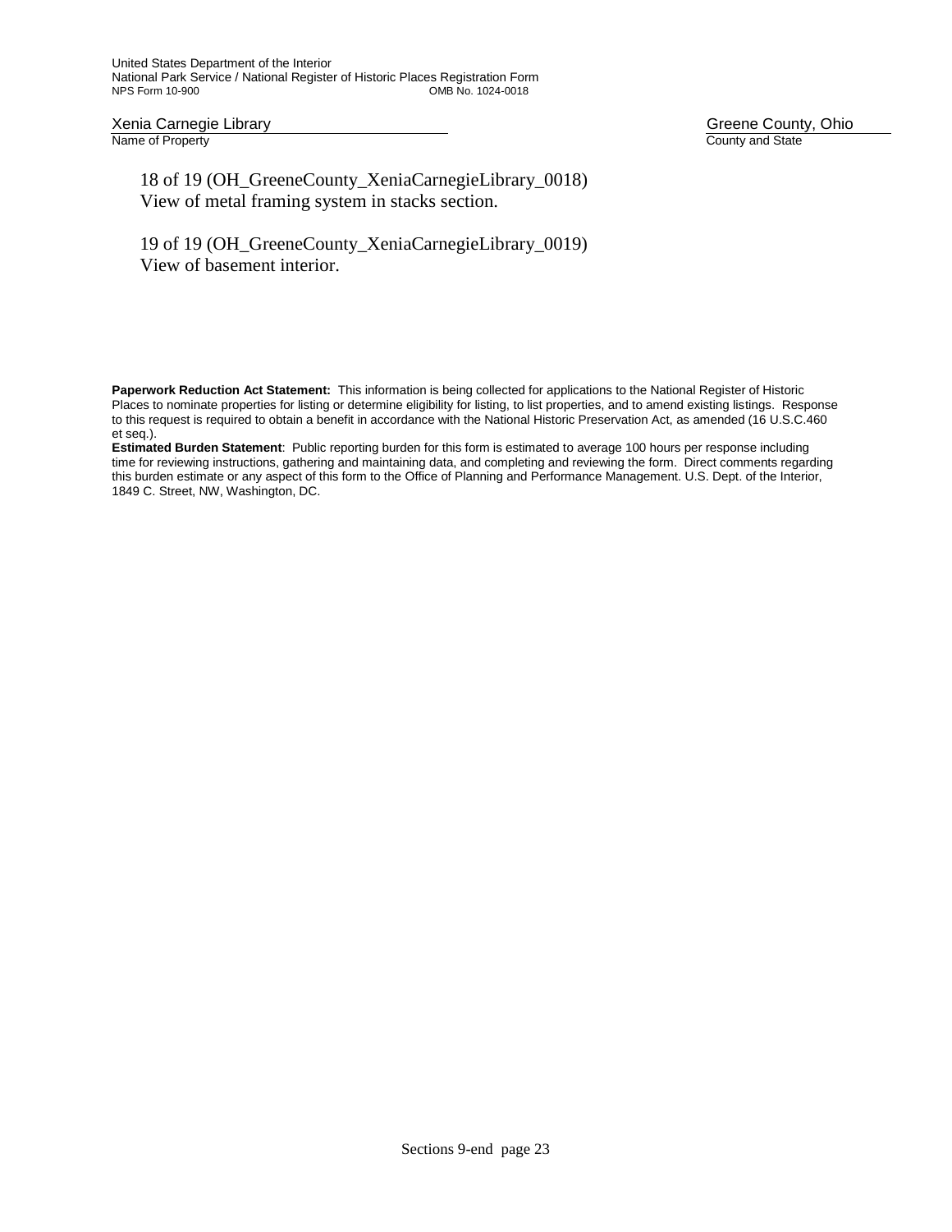18 of 19 (OH_GreeneCounty_XeniaCarnegieLibrary_0018)
View of metal framing system in stacks section.

19 of 19 (OH_GreeneCounty_XeniaCarnegieLibrary_0019)
View of basement interior.

**Paperwork Reduction Act Statement:** This information is being collected for applications to the National Register of Historic Places to nominate properties for listing or determine eligibility for listing, to list properties, and to amend existing listings. Response to this request is required to obtain a benefit in accordance with the National Historic Preservation Act, as amended (16 U.S.C.460 et seq.).

**Estimated Burden Statement**: Public reporting burden for this form is estimated to average 100 hours per response including time for reviewing instructions, gathering and maintaining data, and completing and reviewing the form. Direct comments regarding this burden estimate or any aspect of this form to the Office of Planning and Performance Management. U.S. Dept. of the Interior, 1849 C. Street, NW, Washington, DC.